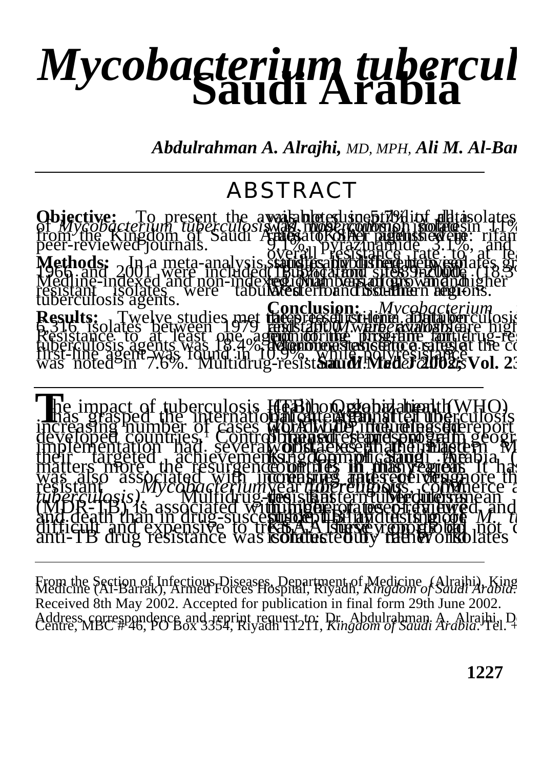# *Mycobacterium tubercul*... Saudi Arabia

***Abdulrahman A. Alrajhi,** MD, MPH,* ***Ali M. Al-Bar***...

## ABSTRACT

**Objective:** To present the available ... of *Mycobacterium tuberculosis* ... from the Kingdom of Saudi Arabia ... peer-reviewed journals.

**Methods:** In a meta-analysis, studies ... 1966 and 2001 were included ... Medline-indexed and non-indexed ... resistant isolates were tabulated ... tuberculosis agents.

**Results:** Twelve studies met the ... 6,316 isolates between 1979 and ... Resistance to at least one agent ... tuberculosis agents was 18.4% ... first-line agent was found in 10.9%, while polyresistance was noted in 7.6%. Multidrug-resistant ... was noted in 5.7% of all isolates ... *M. tuberculosis* isolates ... isoniazid ... 9.1%, pyrazinamide 3.1%, and ... overall resistance rate to at lea... statistically different ... (18.5%) ... regional variations ... higher ... Western and southern regions.

**Conclusion:** *Mycobacterium* ... tuberculosis ... resistant *M. tuberculosis* are high... control program for drug-res... Nationwide ... at the co...

The impact of tuberculosis (TB) on global health has grasped the international attention after ... increasing number of cases ... developed countries.[1] Control ... implementation had several ... their targeted achievements ... matters more, the resurgence ... was also associated with increasing ... resistant *Mycobacterium tuberculosis (M. tuberculosis)*. Multidrug-resistant tuberculosis (MDR-TB) is associated with higher ... and death than in drug-susceptible ... difficult and expensive to treat. A ... anti-TB drug resistance was conducted by the WHO ...

... Health Organization (WHO) ... worldwide ... report ... obtained ... geogr... worldwide, except the Eastern M... Kingdom of Saudi Arabia (... countries in this region. It has ... year for religious, commerce a... Eastern Mediterranean ... number of reviewed ... and ... susceptibility ... *M. tu*... KSA. These reports did not ... isolates ...

From the Section of Infectious Diseases, Department of Medicine (Alrajhi), King ... Medicine (Al-Barrak), Armed Forces Hospital, Riyadh, *Kingdom of Saudi Arabia*.

Received 8th May 2002. Accepted for publication in final form 29th June 2002.

Address correspondence and reprint request to: Dr. Abdulrahman A. Alrajhi, D... Centre, MBC # 46, PO Box 3354, Riyadh 11211, *Kingdom of Saudi Arabia*. Tel. +...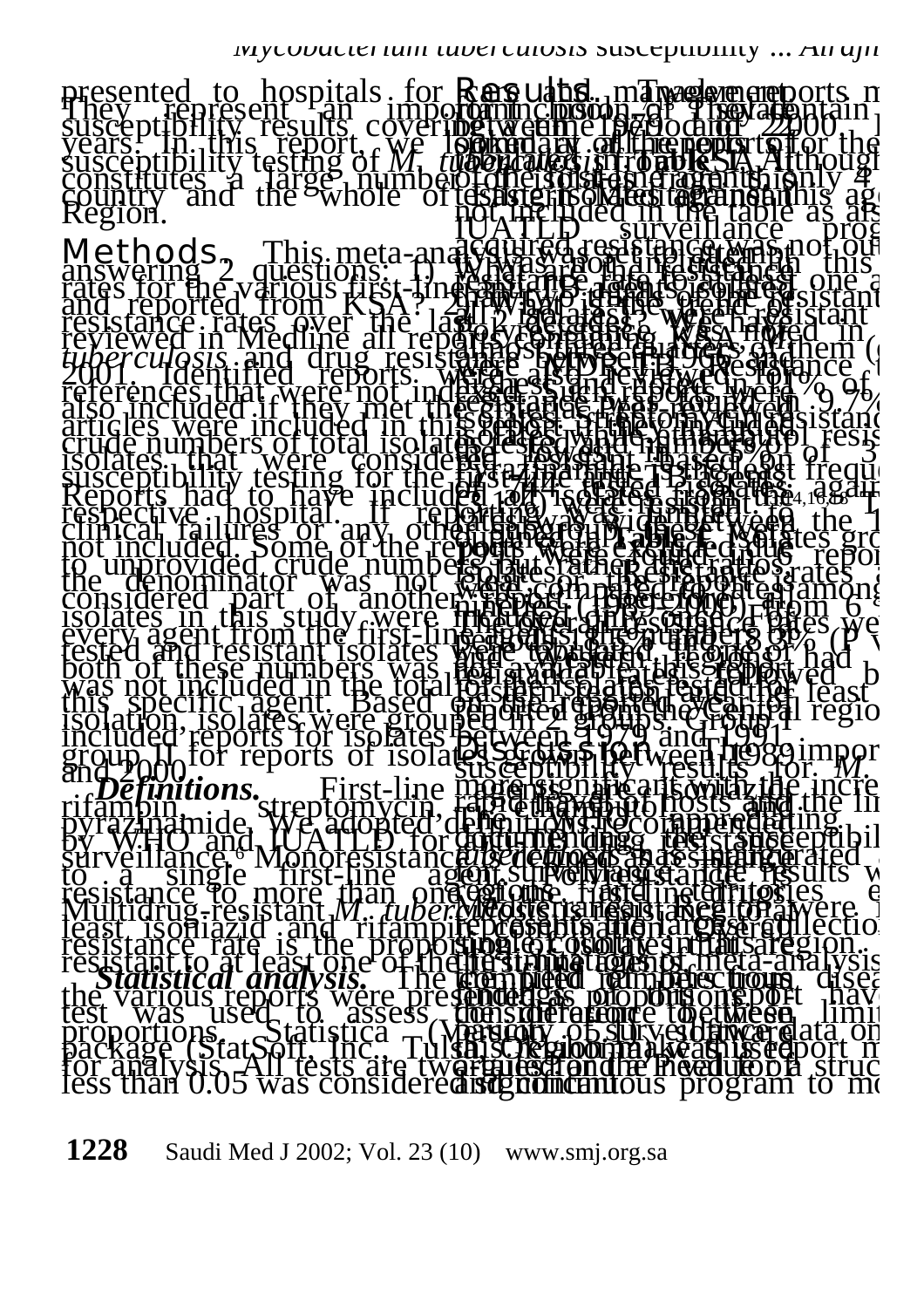presented to hospitals for care and management. They represent an important portion of the susceptibility results covering the period over the years. In this report, we looked at all the reports of susceptibility testing of *M. tuberculosis* in the KSA, which constitutes a large number of the country and the whole of the Region.

**Methods.** This meta-analysis was aimed at answering 2 questions: 1) What are the resistance rates for the various first-line agents in isolates collected and reported from KSA? 2) What are the trends in resistance rates over the last 2 decades? We have reviewed in Medline all reports containing KSA, *M. tuberculosis* and drug resistance between 1966 and 2001. Identified reports were also reviewed for references that were not indexed. Such reports were also included if they met the criteria. Peer-reviewed articles were included in this analysis if they included crude numbers of total isolates tested and numbers of isolates that were considered resistant based on susceptibility testing for the first-line agents. Reports had to have included all isolates from the respective hospital. If reporting was limited to clinical failures or any other subgroup, these were not included. Some of the reports were excluded due to unprovided crude numbers but rather ratios, the denominator was not clear, or the report was considered part of another report. The numbers of isolates in this study were the total number for every agent from the first-line agents, the number tested and resistant isolates were tabulated. If one or both of these numbers was not available, the report was not included in the total for isolates tested for this specific agent. Based on the reported year of isolation, isolates were grouped in 2 groups. Group I included reports for isolates between 1979 and 1991, group II for reports of isolates between 1989 and 2000.

***Definitions.*** First-line agents include isoniazid, rifampin, streptomycin, ethambutol and pyrazinamide. We adopted definitions recommended by WHO and IUATLD for antituberculosis drug resistance surveillance.[6] Monoresistance is defined as resistance to a single first-line agent. Polyresistance is resistance to more than one agent. Multidrug-resistant *M. tuberculosis* is resistant to at least isoniazid and rifampin. Overall resistance rate is the proportion of isolates that are resistant to at least one of the first-line agents.

***Statistical analysis.*** The combined numbers from the various reports were presented as proportions. Chi-square test was used to assess the difference between proportions. Statistica (Version) software package (StatSoft, Inc. Tulsa, Oklahoma) was used for analysis. All tests are two-tailed and P value less than 0.05 was considered as significant.

**Results.** Twelve reports met the criteria for inclusion ... contain ... between 1979 and 2000 ... summary of the reports ... for the ... in Table 1 ... Although ... of the first-line agents, only 4 ... testing against this agent ... not included in the table as ... IUATLD surveillance program ... acquired resistance was not ... it was not included in this ... resistant to at least one ... of the resistant ... multidrug ... noted in ... of them ... highest and noted in ... streptomycin resistance ... 9.7% ... resistance ... Pyrazinamide ... least frequ... resistant against ...[14,16,18] ... between the 1 ... Table 1 ... groups ... reports ... resistance rates ... compared ... among ... (1989-2000) ... from 6 ... 18.3% (P ... reports that had ... followed by ... at least ... from the Central region ...

**Discussion.** ... important ... susceptibility results for *M.* ... more significant with the increase ... host and the ... testing ... implemented ... resistance results ... drugs ... were ... collection ... region ... meta-analysis ... disease ... this report have limit... data on ... this report ... for a struc... continuous program to mo...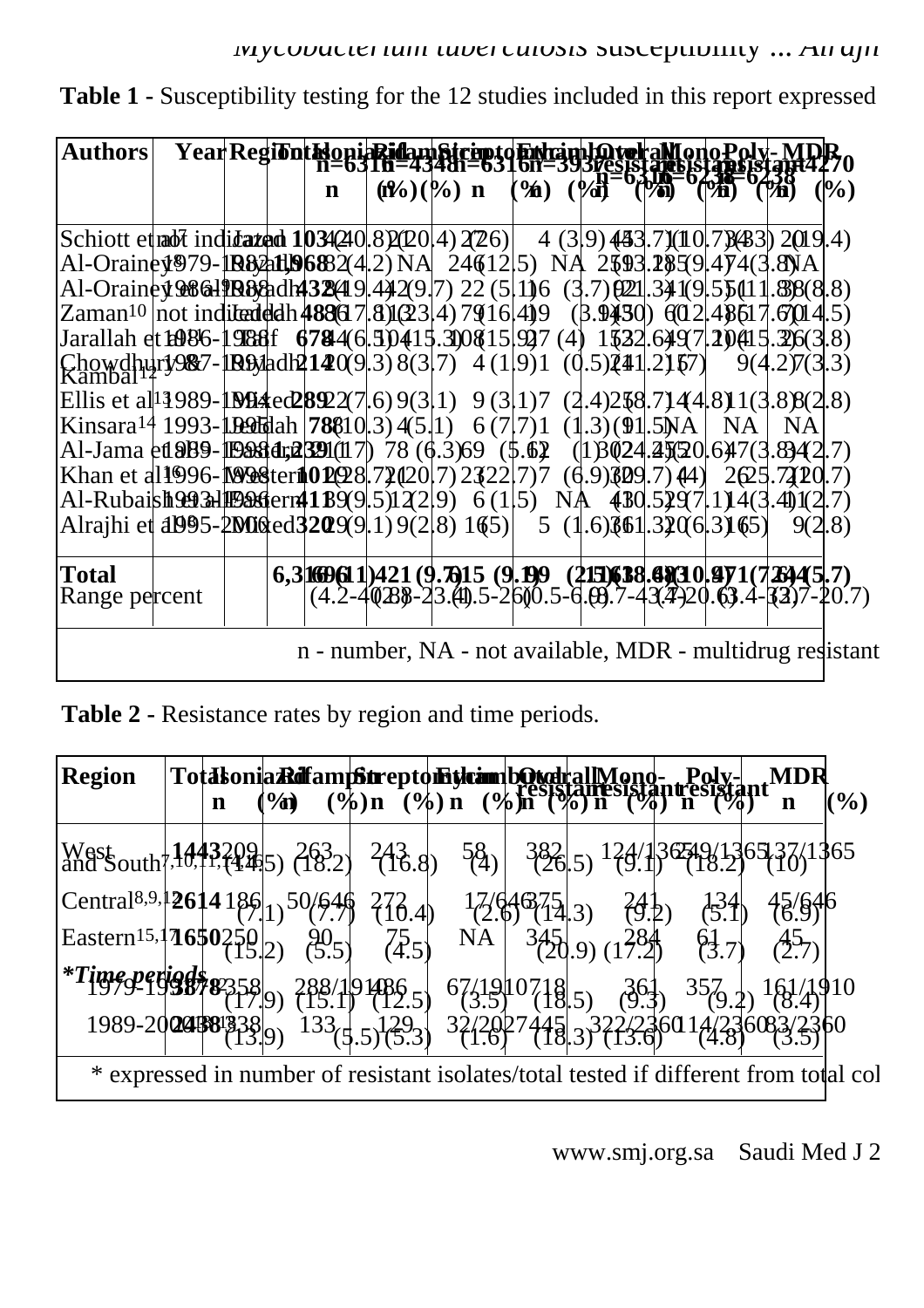**Table 1** - Susceptibility testing for the 12 studies included in this report expressed

| Authors | Year | Region | Total n | Isoniazid n=6316 n (%) | Rifampicin n=4348 n (%) | Streptomycin n=6316 n (%) | Ethambutol n=3937 n (%) | Overall resistant n=6316 n (%) | Mono-resistant n=6238 n (%) | Poly-resistant n=6238 n (%) | MDR n=4270 n (%) |
|---|---|---|---|---|---|---|---|---|---|---|---|
| Schiott et al[7] | not indicated | Jazan | 103 | 42 (40.8) | 21 (20.4) | 27 (26) | 4 (3.9) | 45 (43.7) | 11 (10.7) | 34 (33) | 20 (19.4) |
| Al-Orainey[8] | 1979-1982 | Riyadh | 1968 | 82 (4.2) | NA | 246 (12.5) | NA | 259 (13.2) | 185 (9.4) | 74 (3.8) | NA |
| Al-Orainey et al[9] | 1986-1988 | Riyadh | 432 | 84 (19.4) | 42 (9.7) | 22 (5.1) | 16 (3.7) | 92 (21.3) | 41 (9.5) | 51 (11.8) | 38 (8.8) |
| Zaman[10] | not indicated | Jeddah | 488 | 87 (17.8) | 114 (23.4) | 79 (16.4) | 19 (3.9) | 145 (30) | 60 (12.4) | 86 (17.6) | 70 (14.5) |
| Jarallah et al[11] | 1986-1988 | Taif | 678 | 44 (6.5) | 104 (15.3) | 108 (15.9) | 27 (4) | 153 (22.6) | 49 (7.2) | 104 (15.3) | 26 (3.8) |
| Chowdhury & Kambal[12] | 1987-1991 | Riyadh | 214 | 20 (9.3) | 8 (3.7) | 4 (1.9) | 1 (0.5) | 24 (11.2) | 15 (7) | 9 (4.2) | 7 (3.3) |
| Ellis et al[13] | 1989-1994 | Mixed | 289 | 22 (7.6) | 9 (3.1) | 9 (3.1) | 7 (2.4) | 25 (8.7) | 14 (4.8) | 11 (3.8) | 8 (2.8) |
| Kinsara[14] | 1993-1995 | Jeddah | 78 | 8 (10.3) | 4 (5.1) | 6 (7.7) | 1 (1.3) | 9 (11.5) | NA | NA | NA |
| Al-Jama et al[15] | 1989-1998 | Dammam | 1,239 | 211 (17) | 78 (6.3) | 69 (5.6) | 12 (1) | 302 (24.4) | 255 (20.6) | 47 (3.8) | 34 (2.7) |
| Khan et al[16] | 1996-1998 | Western | 101 | 29 (28.7) | 21 (20.7) | 23 (22.7) | 7 (6.9) | 30 (29.7) | 4 (4) | 26 (25.7) | 21 (20.7) |
| Al-Rubaish et al[17] | 1993-1996 | Eastern | 411 | 39 (9.5) | 12 (2.9) | 6 (1.5) | NA | 43 (10.5) | 29 (7.1) | 14 (3.4) | 11 (2.7) |
| Alrajhi et al[18] | 1995-2000 | Mixed | 320 | 29 (9.1) | 9 (2.8) | 16 (5) | 5 (1.6) | 36 (11.3) | 20 (6.3) | 16 (5) | 9 (2.8) |
| **Total** | | | **6,316** | **696 (11)** | **421 (9.7)** | **615 (9.7)** | **99 (2.5)** | **1163 (18.4)** | **681 (10.9)** | **471 (7.6)** | **244 (5.7)** |
| Range percent | | | | (4.2-40.8) | (2.8-23.4) | (1.5-26) | (0.5-6.9) | (8.7-43.7) | (4-20.6) | (3.4-33) | (2.7-20.7) |

n - number, NA - not available, MDR - multidrug resistant

**Table 2** - Resistance rates by region and time periods.

| Region | Total | Isoniazid n (%) | Rifampicin n (%) | Streptomycin n (%) | Ethambutol n (%) | Overall resistant n (%) | Mono-resistant n (%) | Poly-resistant n (%) | MDR n (%) |
|---|---|---|---|---|---|---|---|---|---|
| West and South[7,10,11,14,16] | **1443** | 209 (14.5) | 263 (18.2) | 243 (16.8) | 58 (4) | 382 (26.5) | 124/1365 (9.1) | 249/1365 (18.2) | 137/1365 (10) |
| Central[8,9,12] | **2614** | 186 (7.1) | 50/646 (7.7) | 272 (10.4) | 17/646 (2.6) | 375 (14.3) | 241 (9.2) | 134 (5.1) | 45/646 (6.9) |
| Eastern[15,17] | **1650** | 250 (15.2) | 90 (5.5) | 75 (4.5) | NA | 345 (20.9) | 284 (17.2) | 61 (3.7) | 45 (2.7) |
| ***Time periods** | | | | | | | | | |
| 1979-1988 | **3878** | 358 (17.9) | 288/1910 (15.1) | 486 (12.5) | 67/1910 (3.5) | 718 (18.5) | 361 (9.3) | 357 (9.2) | 161/1910 (8.4) |
| 1989-2000 | **2438** | 338 (13.9) | 133 (5.5) | 129 (5.3) | 32/2027 (1.6) | 445 (18.3) | 322/2360 (13.6) | 114/2360 (4.8) | 83/2360 (3.5) |

\* expressed in number of resistant isolates/total tested if different from total col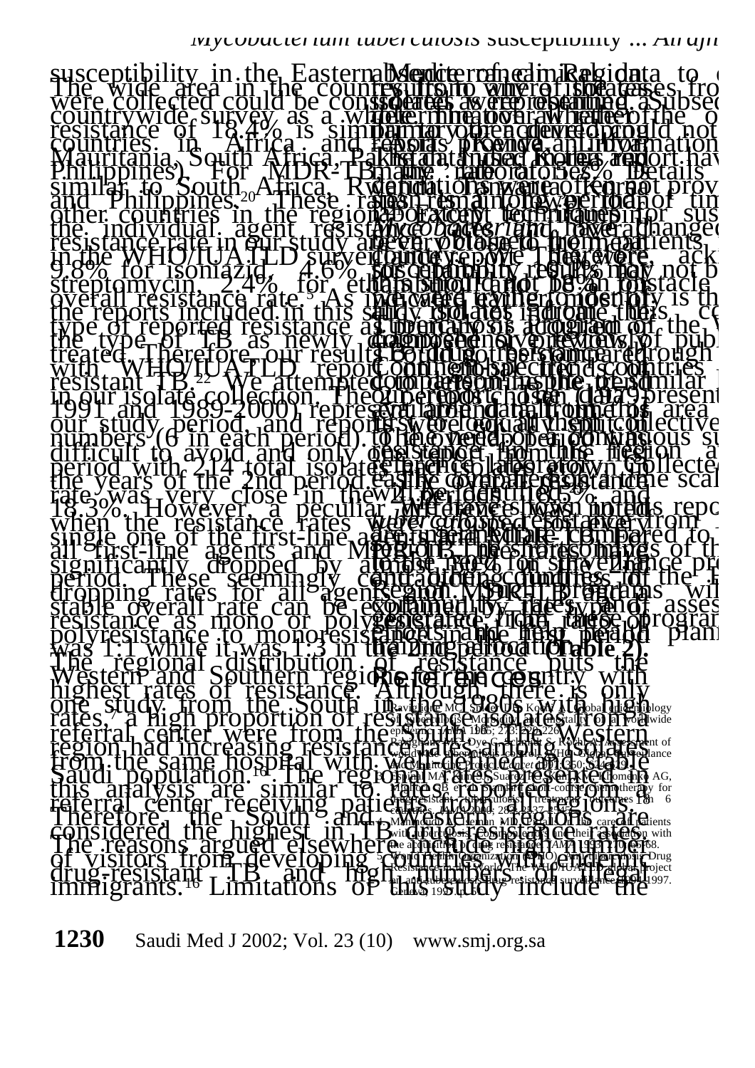susceptibility in the Eastern Mediterranean Region. The wide area in the country from where the cases were collected could be considered as representing a countrywide survey as a whole. The overall rate of resistance of 18.4% is similar to other developing countries in Africa and Asia (Mozambique, Mauritania, South Africa, Pakistan, India, Korea and Philippines). For MDR-TB, the rate of 2% is similar to South Africa, Rwanda, Sierra Leone and Philippines.[20] These rates remain lower than other countries in the region.[21] Except for streptomycin, the individual agent resistance rates were higher. The resistance rate in our study are very close to the median in the WHO/IUATLD survey country report. These were 9.8% for isoniazid, 4.6% for rifampicin, 6.5% for streptomycin, 2.4% for ethambutol and 12.6% for overall resistance rate.[5] As we were unable to identify in the reports included in this study, isolates indicate the type of reported resistance as primary or acquired or the type of TB as newly diagnosed or previously treated. Therefore, our results could not be compared with WHO/IUATLD report on specific forms of drug-resistant TB.[22] We attempted to examine trends in our isolate collection. The reports chose (1979-1991 and 1989-2000) represent two halves of our study period, and reports were collected in equal numbers (6 in each period). Overlapping was difficult to avoid and only one report from the first period with 214 total isolates had isolates collected in the years of the 2nd period. The overall resistance rate was very close in the 2 periods; 18.5% and 18.3%. However, a peculiar difference was noted when the resistance rates were compared for every single one of the first-line agents. The rate of resistance to all first-line agents and MDR-TB has significantly dropped by almost 50% in the 2nd period. These seemingly contradicting findings of dropping rates for all agents with a more or less stable overall rate can be explained by the type of resistance as mono or polyresistance. The ratio of polyresistance to monoresistance in the first period was 1:1 while it was 1:3 in the 2nd period (**Table 2**).

The regional distribution of resistance puts the Western and Southern regions of the country with highest rates of resistance. Although, there is only one study from the South in the 1980s with high rates,[7] a high proportion of resistant isolates from a referral center were from the South. The Western region had increasing resistance from 2 reports from the same hospital with well-documented non-Saudi population.[16] The regional rates presented in this analysis are similar to rates reported from a referral center receiving patients from all regions. Therefore, the South and Western regions are considered the highest in TB drug resistance. The reasons argued elsewhere include the high number of visitors from developing countries with endemic drug-resistant TB and high numbers of illegal immigrants.[16] Limitations of this study include the absence of clinical data to define the cases, results from where the sources were reporting. A subset to determine whether the resistance was primary or acquired could not be obtained from the reports. Provide information that used by many laboratories. Details of conditions were often not provided and also remained over the period of time; laboratory techniques for susceptibility of *Mycobacterium tuberculosis* have changed. Therefore, susceptibility results may not be comparable. This should not be an obstacle as we were trying to identify the most frequent study isolates of *M. tuberculosis* diagnosed, and a review of published data for drug resistance through continued trends in comparison to other countries.

In conclusion, data from this area are collective and there is need for a continuous surveillance in this region and a reference laboratory.

We have shown that resistance rates from reports compared to other countries in the region. MDR-TB programs should assess and help in planning.

## References

1. Raviglione MC, Snider DE, Kochi A. Global epidemiology of tuberculosis. Morbidity and mortality of a worldwide epidemic. *JAMA* 1995; 273: 220-226.
2. Raviglione MC, Dye C, Schmidt S, Kochi A. Assessment of worldwide tuberculosis control. WHO Global Surveillance and Monitoring Project. *Lancet* 1997; 350: 624-629.
3. Espinal MA, Kim SJ, Suarez PG, Kam KM, Khomenko AG, Migliori GB et al. Standard short-course chemotherapy for drug-resistant tuberculosis: treatment outcomes in 6 countries. *JAMA* 2000; 283: 2537-2545.
4. Mahmoudi A, Iseman MD. Pitfalls in the care of patients with tuberculosis. Common errors and their association with the acquisition of drug resistance. *JAMA* 1993; 270: 65-68.
5. World Health Organization (WHO). Anti-tuberculosis Drug Resistance in the World. The WHO/IUATLD global project on anti-tuberculosis drug resistance surveillance 1994-1997. Geneva; 1997. p. 5.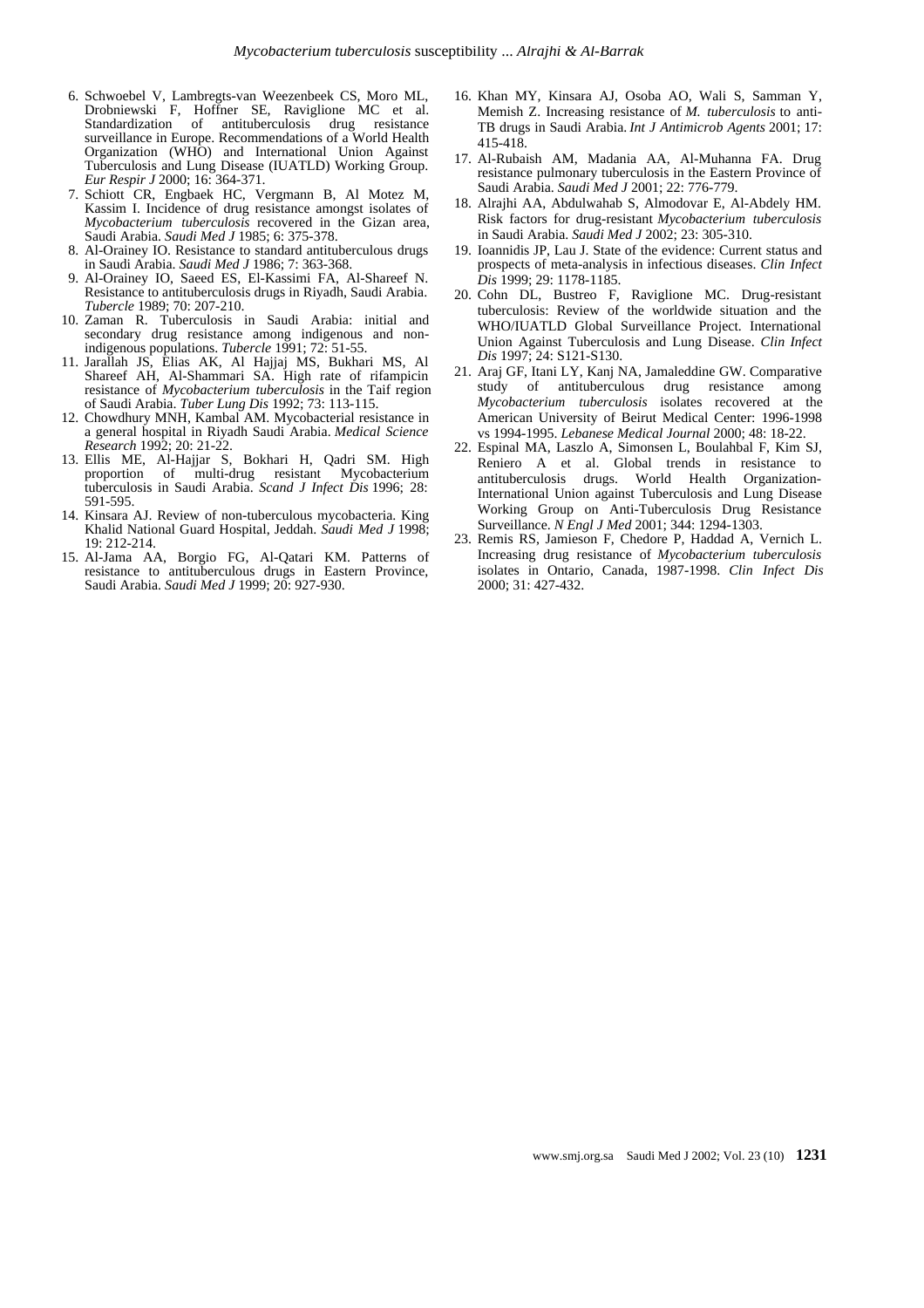6. Schwoebel V, Lambregts-van Weezenbeek CS, Moro ML, Drobniewski F, Hoffner SE, Raviglione MC et al. Standardization of antituberculosis drug resistance surveillance in Europe. Recommendations of a World Health Organization (WHO) and International Union Against Tuberculosis and Lung Disease (IUATLD) Working Group. *Eur Respir J* 2000; 16: 364-371.
7. Schiott CR, Engbaek HC, Vergmann B, Al Motez M, Kassim I. Incidence of drug resistance amongst isolates of *Mycobacterium tuberculosis* recovered in the Gizan area, Saudi Arabia. *Saudi Med J* 1985; 6: 375-378.
8. Al-Orainey IO. Resistance to standard antituberculous drugs in Saudi Arabia. *Saudi Med J* 1986; 7: 363-368.
9. Al-Orainey IO, Saeed ES, El-Kassimi FA, Al-Shareef N. Resistance to antituberculosis drugs in Riyadh, Saudi Arabia. *Tubercle* 1989; 70: 207-210.
10. Zaman R. Tuberculosis in Saudi Arabia: initial and secondary drug resistance among indigenous and non-indigenous populations. *Tubercle* 1991; 72: 51-55.
11. Jarallah JS, Elias AK, Al Hajjaj MS, Bukhari MS, Al Shareef AH, Al-Shammari SA. High rate of rifampicin resistance of *Mycobacterium tuberculosis* in the Taif region of Saudi Arabia. *Tuber Lung Dis* 1992; 73: 113-115.
12. Chowdhury MNH, Kambal AM. Mycobacterial resistance in a general hospital in Riyadh Saudi Arabia. *Medical Science Research* 1992; 20: 21-22.
13. Ellis ME, Al-Hajjar S, Bokhari H, Qadri SM. High proportion of multi-drug resistant Mycobacterium tuberculosis in Saudi Arabia. *Scand J Infect Dis* 1996; 28: 591-595.
14. Kinsara AJ. Review of non-tuberculous mycobacteria. King Khalid National Guard Hospital, Jeddah. *Saudi Med J* 1998; 19: 212-214.
15. Al-Jama AA, Borgio FG, Al-Qatari KM. Patterns of resistance to antituberculous drugs in Eastern Province, Saudi Arabia. *Saudi Med J* 1999; 20: 927-930.
16. Khan MY, Kinsara AJ, Osoba AO, Wali S, Samman Y, Memish Z. Increasing resistance of *M. tuberculosis* to anti-TB drugs in Saudi Arabia. *Int J Antimicrob Agents* 2001; 17: 415-418.
17. Al-Rubaish AM, Madania AA, Al-Muhanna FA. Drug resistance pulmonary tuberculosis in the Eastern Province of Saudi Arabia. *Saudi Med J* 2001; 22: 776-779.
18. Alrajhi AA, Abdulwahab S, Almodovar E, Al-Abdely HM. Risk factors for drug-resistant *Mycobacterium tuberculosis* in Saudi Arabia. *Saudi Med J* 2002; 23: 305-310.
19. Ioannidis JP, Lau J. State of the evidence: Current status and prospects of meta-analysis in infectious diseases. *Clin Infect Dis* 1999; 29: 1178-1185.
20. Cohn DL, Bustreo F, Raviglione MC. Drug-resistant tuberculosis: Review of the worldwide situation and the WHO/IUATLD Global Surveillance Project. International Union Against Tuberculosis and Lung Disease. *Clin Infect Dis* 1997; 24: S121-S130.
21. Araj GF, Itani LY, Kanj NA, Jamaleddine GW. Comparative study of antituberculous drug resistance among *Mycobacterium tuberculosis* isolates recovered at the American University of Beirut Medical Center: 1996-1998 vs 1994-1995. *Lebanese Medical Journal* 2000; 48: 18-22.
22. Espinal MA, Laszlo A, Simonsen L, Boulahbal F, Kim SJ, Reniero A et al. Global trends in resistance to antituberculosis drugs. World Health Organization-International Union against Tuberculosis and Lung Disease Working Group on Anti-Tuberculosis Drug Resistance Surveillance. *N Engl J Med* 2001; 344: 1294-1303.
23. Remis RS, Jamieson F, Chedore P, Haddad A, Vernich L. Increasing drug resistance of *Mycobacterium tuberculosis* isolates in Ontario, Canada, 1987-1998. *Clin Infect Dis* 2000; 31: 427-432.